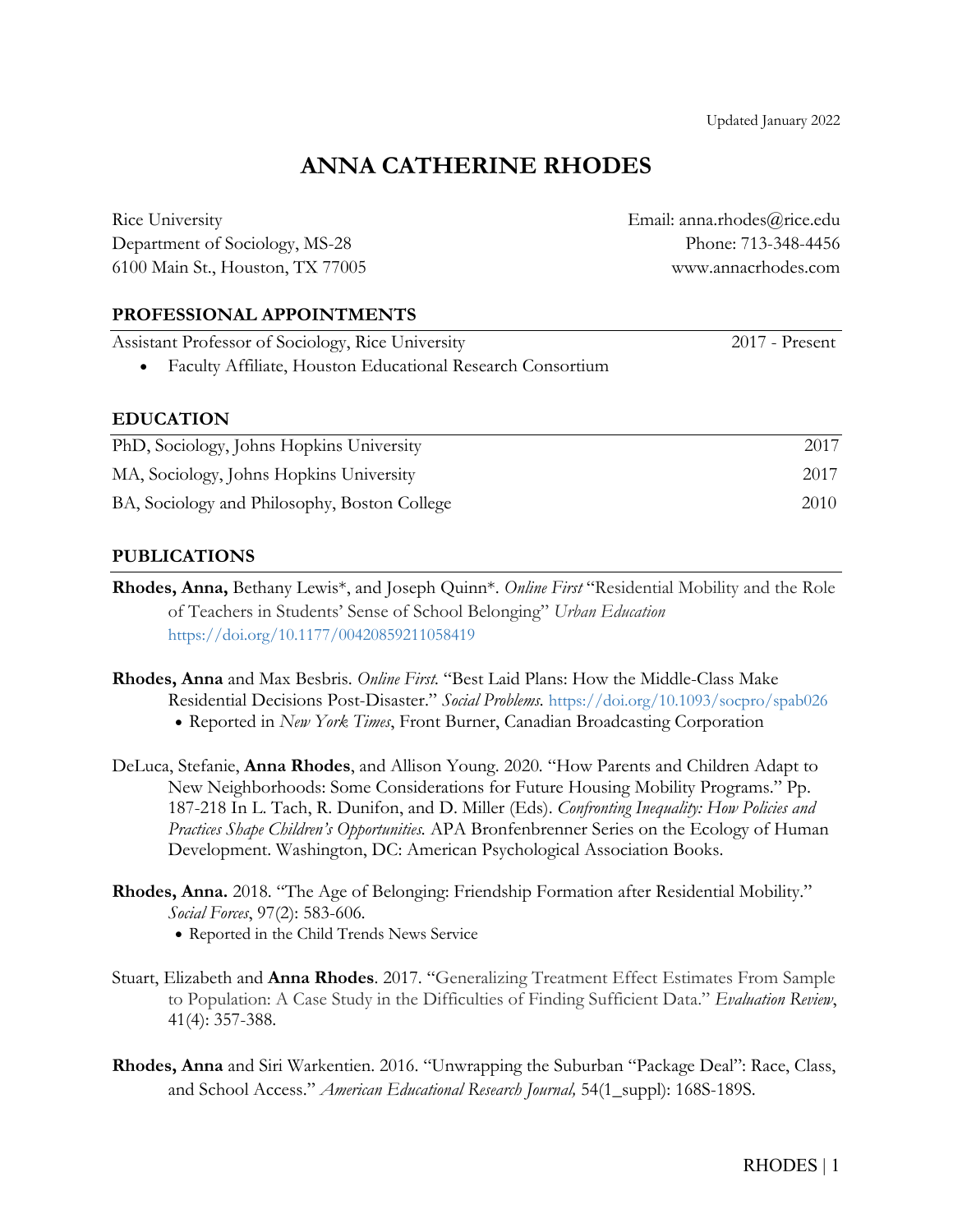Updated January 2022

# ANNA CATHERINE RHODES

Rice University
Department of Sociology, MS-28
6100 Main St., Houston, TX 77005

Email: anna.rhodes@rice.edu
Phone: 713-348-4456
www.annacrhodes.com

## PROFESSIONAL APPOINTMENTS

Assistant Professor of Sociology, Rice University — 2017 - Present

- Faculty Affiliate, Houston Educational Research Consortium

## EDUCATION

PhD, Sociology, Johns Hopkins University — 2017

MA, Sociology, Johns Hopkins University — 2017

BA, Sociology and Philosophy, Boston College — 2010

## PUBLICATIONS

**Rhodes, Anna,** Bethany Lewis*, and Joseph Quinn*. *Online First* "Residential Mobility and the Role of Teachers in Students' Sense of School Belonging" *Urban Education* https://doi.org/10.1177/00420859211058419

**Rhodes, Anna** and Max Besbris. *Online First.* "Best Laid Plans: How the Middle-Class Make Residential Decisions Post-Disaster." *Social Problems.* https://doi.org/10.1093/socpro/spab026

- Reported in *New York Times*, Front Burner, Canadian Broadcasting Corporation

DeLuca, Stefanie, **Anna Rhodes**, and Allison Young. 2020. "How Parents and Children Adapt to New Neighborhoods: Some Considerations for Future Housing Mobility Programs." Pp. 187-218 In L. Tach, R. Dunifon, and D. Miller (Eds). *Confronting Inequality: How Policies and Practices Shape Children's Opportunities.* APA Bronfenbrenner Series on the Ecology of Human Development. Washington, DC: American Psychological Association Books.

**Rhodes, Anna.** 2018. "The Age of Belonging: Friendship Formation after Residential Mobility." *Social Forces*, 97(2): 583-606.

- Reported in the Child Trends News Service

Stuart, Elizabeth and **Anna Rhodes**. 2017. "Generalizing Treatment Effect Estimates From Sample to Population: A Case Study in the Difficulties of Finding Sufficient Data." *Evaluation Review*, 41(4): 357-388.

**Rhodes, Anna** and Siri Warkentien. 2016. "Unwrapping the Suburban "Package Deal": Race, Class, and School Access." *American Educational Research Journal,* 54(1_suppl): 168S-189S.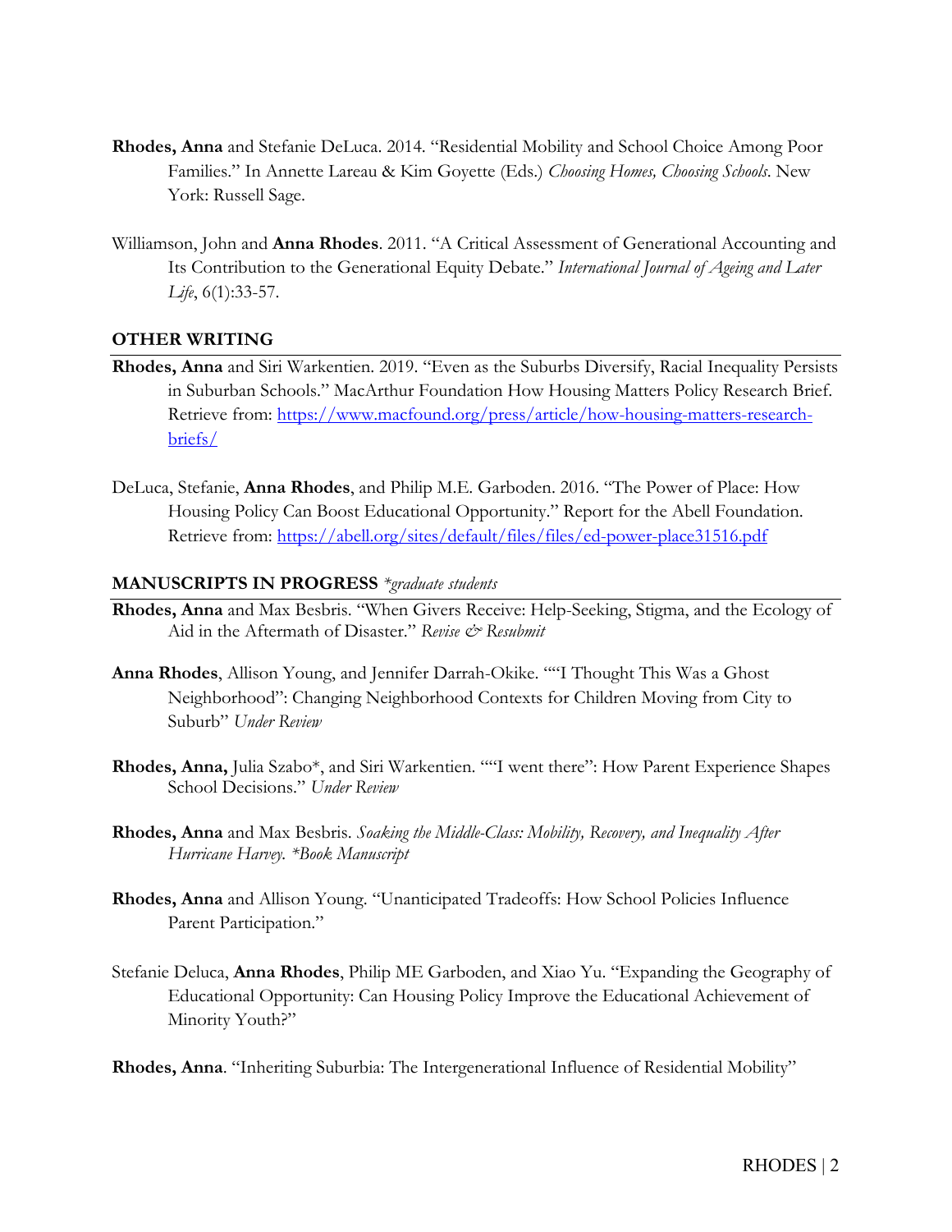**Rhodes, Anna** and Stefanie DeLuca. 2014. "Residential Mobility and School Choice Among Poor Families." In Annette Lareau & Kim Goyette (Eds.) *Choosing Homes, Choosing Schools*. New York: Russell Sage.

Williamson, John and **Anna Rhodes**. 2011. "A Critical Assessment of Generational Accounting and Its Contribution to the Generational Equity Debate." *International Journal of Ageing and Later Life*, 6(1):33-57.

## OTHER WRITING

**Rhodes, Anna** and Siri Warkentien. 2019. "Even as the Suburbs Diversify, Racial Inequality Persists in Suburban Schools." MacArthur Foundation How Housing Matters Policy Research Brief. Retrieve from: [https://www.macfound.org/press/article/how-housing-matters-research-briefs/](https://www.macfound.org/press/article/how-housing-matters-research-briefs/)

DeLuca, Stefanie, **Anna Rhodes**, and Philip M.E. Garboden. 2016. "The Power of Place: How Housing Policy Can Boost Educational Opportunity." Report for the Abell Foundation. Retrieve from: [https://abell.org/sites/default/files/files/ed-power-place31516.pdf](https://abell.org/sites/default/files/files/ed-power-place31516.pdf)

## MANUSCRIPTS IN PROGRESS *\*graduate students*

**Rhodes, Anna** and Max Besbris. "When Givers Receive: Help-Seeking, Stigma, and the Ecology of Aid in the Aftermath of Disaster." *Revise & Resubmit*

**Anna Rhodes**, Allison Young, and Jennifer Darrah-Okike. ""I Thought This Was a Ghost Neighborhood": Changing Neighborhood Contexts for Children Moving from City to Suburb" *Under Review*

**Rhodes, Anna,** Julia Szabo*, and Siri Warkentien. ""I went there": How Parent Experience Shapes School Decisions." *Under Review*

**Rhodes, Anna** and Max Besbris. *Soaking the Middle-Class: Mobility, Recovery, and Inequality After Hurricane Harvey. \*Book Manuscript*

**Rhodes, Anna** and Allison Young. "Unanticipated Tradeoffs: How School Policies Influence Parent Participation."

Stefanie Deluca, **Anna Rhodes**, Philip ME Garboden, and Xiao Yu. "Expanding the Geography of Educational Opportunity: Can Housing Policy Improve the Educational Achievement of Minority Youth?"

**Rhodes, Anna**. "Inheriting Suburbia: The Intergenerational Influence of Residential Mobility"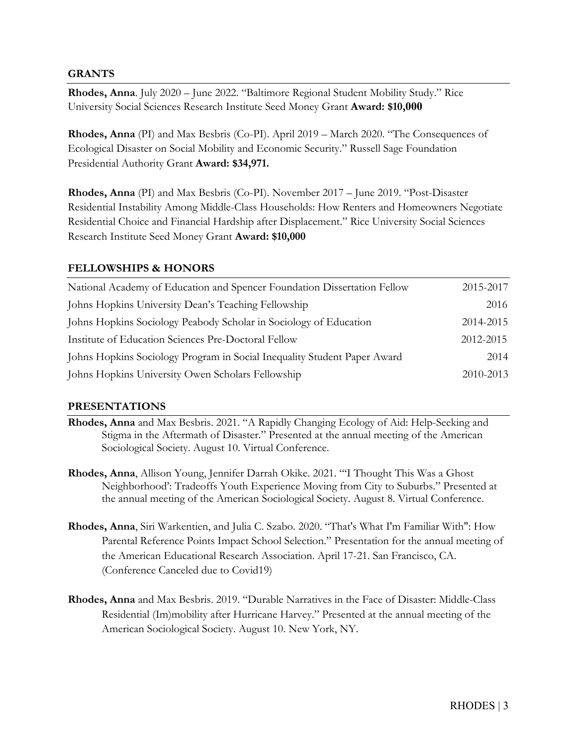## GRANTS

**Rhodes, Anna**. July 2020 – June 2022. "Baltimore Regional Student Mobility Study." Rice University Social Sciences Research Institute Seed Money Grant **Award: $10,000**

**Rhodes, Anna** (PI) and Max Besbris (Co-PI). April 2019 – March 2020. "The Consequences of Ecological Disaster on Social Mobility and Economic Security." Russell Sage Foundation Presidential Authority Grant **Award: $34,971.**

**Rhodes, Anna** (PI) and Max Besbris (Co-PI). November 2017 – June 2019. "Post-Disaster Residential Instability Among Middle-Class Households: How Renters and Homeowners Negotiate Residential Choice and Financial Hardship after Displacement." Rice University Social Sciences Research Institute Seed Money Grant **Award: $10,000**

## FELLOWSHIPS & HONORS

| | |
|---|---|
| National Academy of Education and Spencer Foundation Dissertation Fellow | 2015-2017 |
| Johns Hopkins University Dean's Teaching Fellowship | 2016 |
| Johns Hopkins Sociology Peabody Scholar in Sociology of Education | 2014-2015 |
| Institute of Education Sciences Pre-Doctoral Fellow | 2012-2015 |
| Johns Hopkins Sociology Program in Social Inequality Student Paper Award | 2014 |
| Johns Hopkins University Owen Scholars Fellowship | 2010-2013 |

## PRESENTATIONS

**Rhodes, Anna** and Max Besbris. 2021. "A Rapidly Changing Ecology of Aid: Help-Seeking and Stigma in the Aftermath of Disaster." Presented at the annual meeting of the American Sociological Society. August 10. Virtual Conference.

**Rhodes, Anna**, Allison Young, Jennifer Darrah Okike. 2021. "'I Thought This Was a Ghost Neighborhood': Tradeoffs Youth Experience Moving from City to Suburbs." Presented at the annual meeting of the American Sociological Society. August 8. Virtual Conference.

**Rhodes, Anna**, Siri Warkentien, and Julia C. Szabo. 2020. "That's What I'm Familiar With": How Parental Reference Points Impact School Selection." Presentation for the annual meeting of the American Educational Research Association. April 17-21. San Francisco, CA. (Conference Canceled due to Covid19)

**Rhodes, Anna** and Max Besbris. 2019. "Durable Narratives in the Face of Disaster: Middle-Class Residential (Im)mobility after Hurricane Harvey." Presented at the annual meeting of the American Sociological Society. August 10. New York, NY.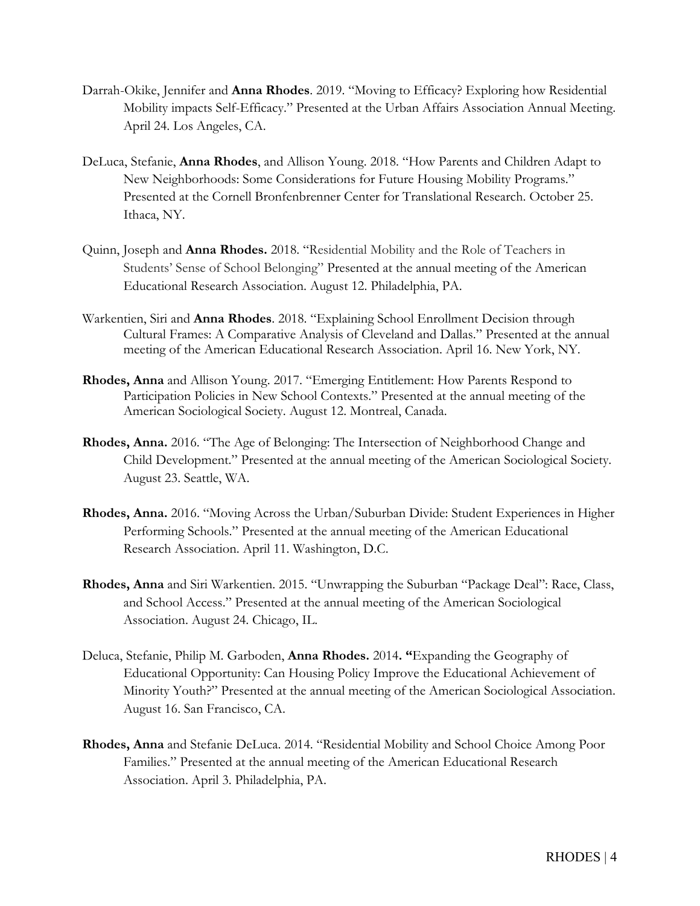Darrah-Okike, Jennifer and **Anna Rhodes**. 2019. "Moving to Efficacy? Exploring how Residential Mobility impacts Self-Efficacy." Presented at the Urban Affairs Association Annual Meeting. April 24. Los Angeles, CA.

DeLuca, Stefanie, **Anna Rhodes**, and Allison Young. 2018. "How Parents and Children Adapt to New Neighborhoods: Some Considerations for Future Housing Mobility Programs." Presented at the Cornell Bronfenbrenner Center for Translational Research. October 25. Ithaca, NY.

Quinn, Joseph and **Anna Rhodes.** 2018. "Residential Mobility and the Role of Teachers in Students' Sense of School Belonging" Presented at the annual meeting of the American Educational Research Association. August 12. Philadelphia, PA.

Warkentien, Siri and **Anna Rhodes**. 2018. "Explaining School Enrollment Decision through Cultural Frames: A Comparative Analysis of Cleveland and Dallas." Presented at the annual meeting of the American Educational Research Association. April 16. New York, NY.

**Rhodes, Anna** and Allison Young. 2017. "Emerging Entitlement: How Parents Respond to Participation Policies in New School Contexts." Presented at the annual meeting of the American Sociological Society. August 12. Montreal, Canada.

**Rhodes, Anna.** 2016. "The Age of Belonging: The Intersection of Neighborhood Change and Child Development." Presented at the annual meeting of the American Sociological Society. August 23. Seattle, WA.

**Rhodes, Anna.** 2016. "Moving Across the Urban/Suburban Divide: Student Experiences in Higher Performing Schools." Presented at the annual meeting of the American Educational Research Association. April 11. Washington, D.C.

**Rhodes, Anna** and Siri Warkentien. 2015. "Unwrapping the Suburban "Package Deal": Race, Class, and School Access." Presented at the annual meeting of the American Sociological Association. August 24. Chicago, IL.

Deluca, Stefanie, Philip M. Garboden, **Anna Rhodes.** 2014**. "**Expanding the Geography of Educational Opportunity: Can Housing Policy Improve the Educational Achievement of Minority Youth?" Presented at the annual meeting of the American Sociological Association. August 16. San Francisco, CA.

**Rhodes, Anna** and Stefanie DeLuca. 2014. "Residential Mobility and School Choice Among Poor Families." Presented at the annual meeting of the American Educational Research Association. April 3. Philadelphia, PA.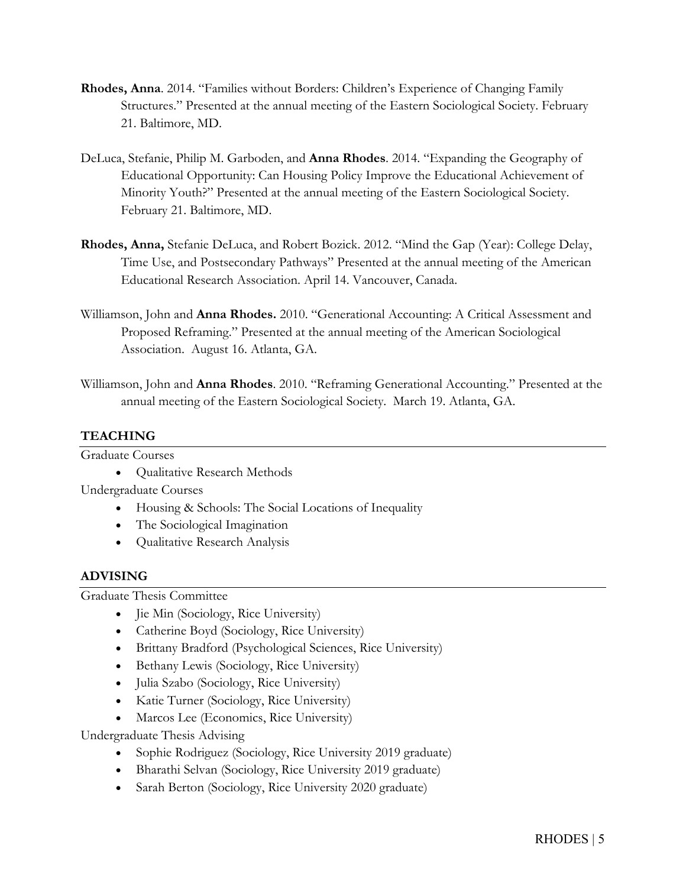**Rhodes, Anna**. 2014. "Families without Borders: Children's Experience of Changing Family Structures." Presented at the annual meeting of the Eastern Sociological Society. February 21. Baltimore, MD.

DeLuca, Stefanie, Philip M. Garboden, and **Anna Rhodes**. 2014. "Expanding the Geography of Educational Opportunity: Can Housing Policy Improve the Educational Achievement of Minority Youth?" Presented at the annual meeting of the Eastern Sociological Society. February 21. Baltimore, MD.

**Rhodes, Anna,** Stefanie DeLuca, and Robert Bozick. 2012. "Mind the Gap (Year): College Delay, Time Use, and Postsecondary Pathways" Presented at the annual meeting of the American Educational Research Association. April 14. Vancouver, Canada.

Williamson, John and **Anna Rhodes.** 2010. "Generational Accounting: A Critical Assessment and Proposed Reframing." Presented at the annual meeting of the American Sociological Association. August 16. Atlanta, GA.

Williamson, John and **Anna Rhodes**. 2010. "Reframing Generational Accounting." Presented at the annual meeting of the Eastern Sociological Society. March 19. Atlanta, GA.

## TEACHING

Graduate Courses

- Qualitative Research Methods

Undergraduate Courses

- Housing & Schools: The Social Locations of Inequality
- The Sociological Imagination
- Qualitative Research Analysis

## ADVISING

Graduate Thesis Committee

- Jie Min (Sociology, Rice University)
- Catherine Boyd (Sociology, Rice University)
- Brittany Bradford (Psychological Sciences, Rice University)
- Bethany Lewis (Sociology, Rice University)
- Julia Szabo (Sociology, Rice University)
- Katie Turner (Sociology, Rice University)
- Marcos Lee (Economics, Rice University)

Undergraduate Thesis Advising

- Sophie Rodriguez (Sociology, Rice University 2019 graduate)
- Bharathi Selvan (Sociology, Rice University 2019 graduate)
- Sarah Berton (Sociology, Rice University 2020 graduate)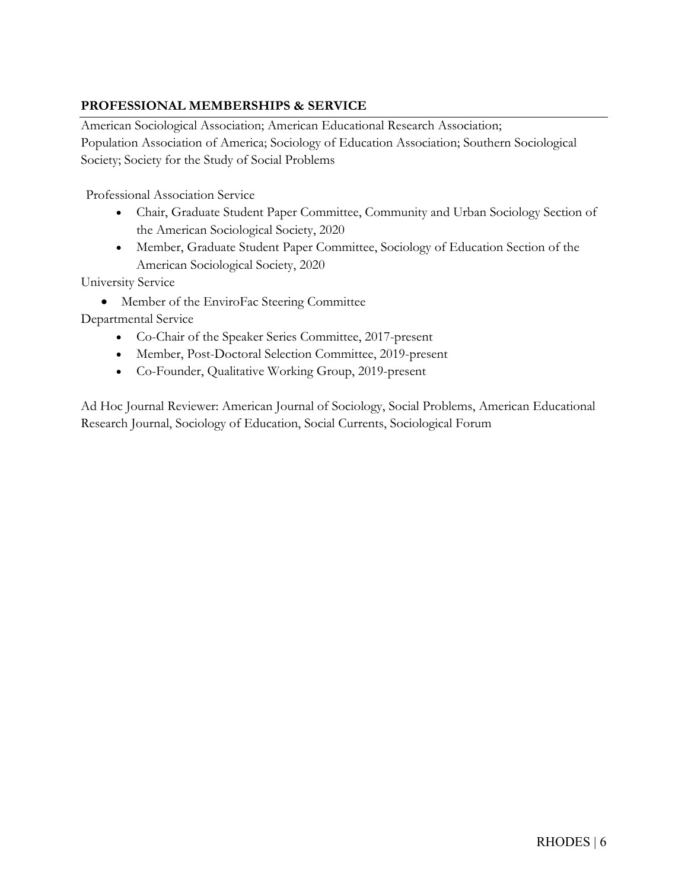## PROFESSIONAL MEMBERSHIPS & SERVICE

American Sociological Association; American Educational Research Association; Population Association of America; Sociology of Education Association; Southern Sociological Society; Society for the Study of Social Problems

Professional Association Service

- Chair, Graduate Student Paper Committee, Community and Urban Sociology Section of the American Sociological Society, 2020
- Member, Graduate Student Paper Committee, Sociology of Education Section of the American Sociological Society, 2020

University Service

- Member of the EnviroFac Steering Committee

Departmental Service

- Co-Chair of the Speaker Series Committee, 2017-present
- Member, Post-Doctoral Selection Committee, 2019-present
- Co-Founder, Qualitative Working Group, 2019-present

Ad Hoc Journal Reviewer: American Journal of Sociology, Social Problems, American Educational Research Journal, Sociology of Education, Social Currents, Sociological Forum